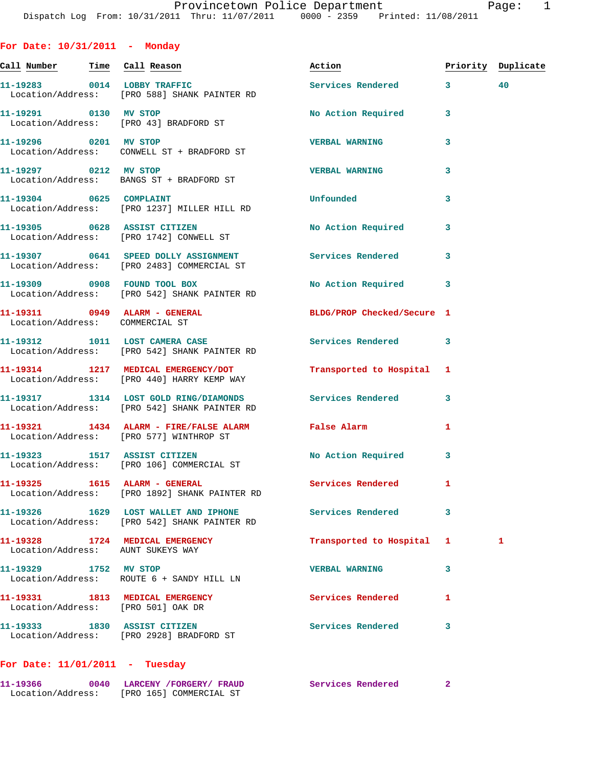Dispatch Log From: 10/31/2011 Thru: 11/07/2011 0000 - 2359 Printed: 11/08/2011

## For Date: 10/31/2011 - Monday

| Call Number | Time | Call Reason | Action | Priority | Duplicate |
|---|---|---|---|---|---|
| 11-19283 | 0014 | LOBBY TRAFFIC | Services Rendered | 3 | 40 |
| Location/Address: | | [PRO 588] SHANK PAINTER RD | | | |
| 11-19291 | 0130 | MV STOP | No Action Required | 3 | |
| Location/Address: | | [PRO 43] BRADFORD ST | | | |
| 11-19296 | 0201 | MV STOP | VERBAL WARNING | 3 | |
| Location/Address: | | CONWELL ST + BRADFORD ST | | | |
| 11-19297 | 0212 | MV STOP | VERBAL WARNING | 3 | |
| Location/Address: | | BANGS ST + BRADFORD ST | | | |
| 11-19304 | 0625 | COMPLAINT | Unfounded | 3 | |
| Location/Address: | | [PRO 1237] MILLER HILL RD | | | |
| 11-19305 | 0628 | ASSIST CITIZEN | No Action Required | 3 | |
| Location/Address: | | [PRO 1742] CONWELL ST | | | |
| 11-19307 | 0641 | SPEED DOLLY ASSIGNMENT | Services Rendered | 3 | |
| Location/Address: | | [PRO 2483] COMMERCIAL ST | | | |
| 11-19309 | 0908 | FOUND TOOL BOX | No Action Required | 3 | |
| Location/Address: | | [PRO 542] SHANK PAINTER RD | | | |
| 11-19311 | 0949 | ALARM - GENERAL | BLDG/PROP Checked/Secure | 1 | |
| Location/Address: | | COMMERCIAL ST | | | |
| 11-19312 | 1011 | LOST CAMERA CASE | Services Rendered | 3 | |
| Location/Address: | | [PRO 542] SHANK PAINTER RD | | | |
| 11-19314 | 1217 | MEDICAL EMERGENCY/DOT | Transported to Hospital | 1 | |
| Location/Address: | | [PRO 440] HARRY KEMP WAY | | | |
| 11-19317 | 1314 | LOST GOLD RING/DIAMONDS | Services Rendered | 3 | |
| Location/Address: | | [PRO 542] SHANK PAINTER RD | | | |
| 11-19321 | 1434 | ALARM - FIRE/FALSE ALARM | False Alarm | 1 | |
| Location/Address: | | [PRO 577] WINTHROP ST | | | |
| 11-19323 | 1517 | ASSIST CITIZEN | No Action Required | 3 | |
| Location/Address: | | [PRO 106] COMMERCIAL ST | | | |
| 11-19325 | 1615 | ALARM - GENERAL | Services Rendered | 1 | |
| Location/Address: | | [PRO 1892] SHANK PAINTER RD | | | |
| 11-19326 | 1629 | LOST WALLET AND IPHONE | Services Rendered | 3 | |
| Location/Address: | | [PRO 542] SHANK PAINTER RD | | | |
| 11-19328 | 1724 | MEDICAL EMERGENCY | Transported to Hospital | 1 | 1 |
| Location/Address: | | AUNT SUKEYS WAY | | | |
| 11-19329 | 1752 | MV STOP | VERBAL WARNING | 3 | |
| Location/Address: | | ROUTE 6 + SANDY HILL LN | | | |
| 11-19331 | 1813 | MEDICAL EMERGENCY | Services Rendered | 1 | |
| Location/Address: | | [PRO 501] OAK DR | | | |
| 11-19333 | 1830 | ASSIST CITIZEN | Services Rendered | 3 | |
| Location/Address: | | [PRO 2928] BRADFORD ST | | | |

## For Date: 11/01/2011 - Tuesday

| Call Number | Time | Call Reason | Action | Priority | Duplicate |
|---|---|---|---|---|---|
| 11-19366 | 0040 | LARCENY /FORGERY/ FRAUD | Services Rendered | 2 | |
| Location/Address: | | [PRO 165] COMMERCIAL ST | | | |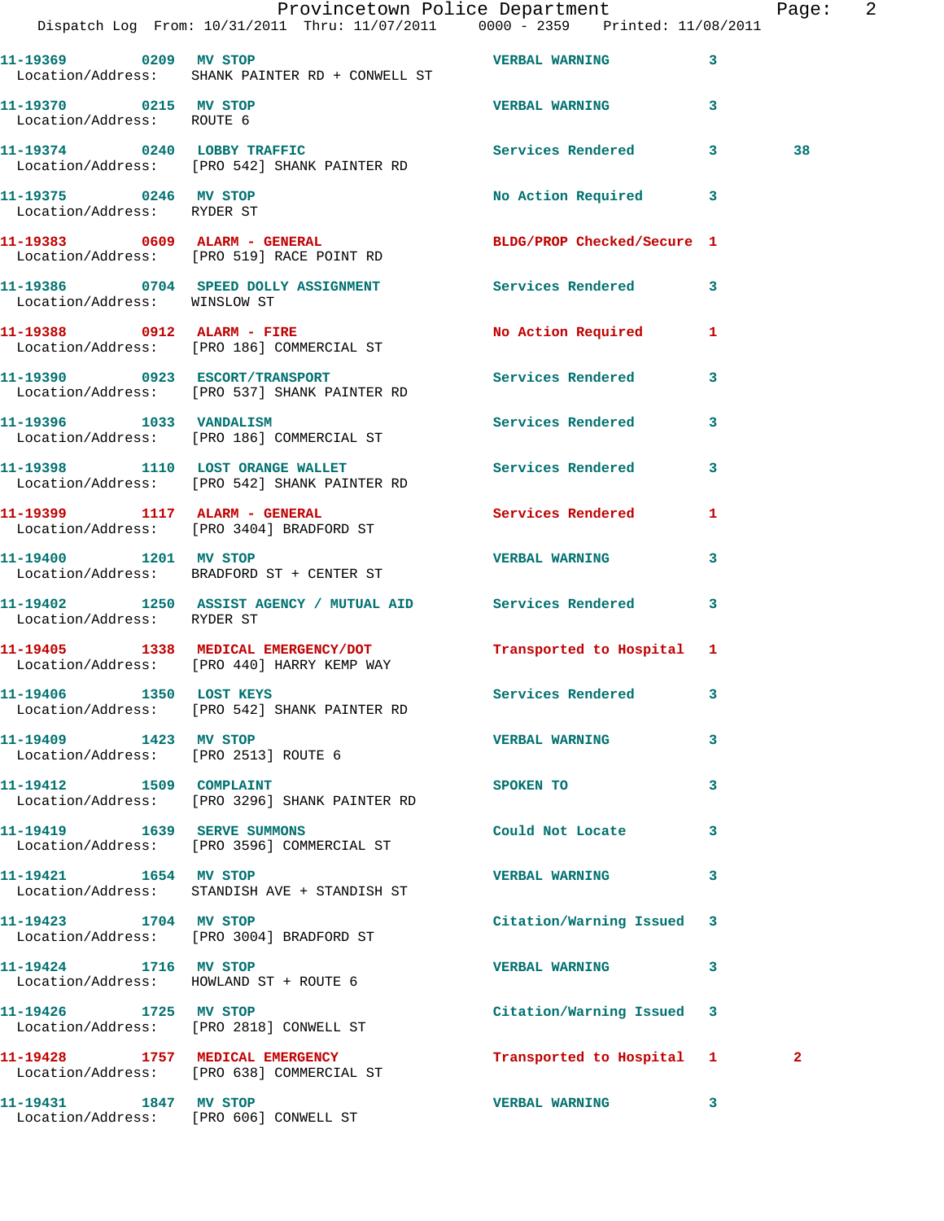| Call # | Time | Call Type | Disposition | Priority | Units |
|---|---|---|---|---|---|
| 11-19369 | 0209 | MV STOP | VERBAL WARNING | 3 | |
| Location/Address: SHANK PAINTER RD + CONWELL ST | | | | | |
| 11-19370 | 0215 | MV STOP | VERBAL WARNING | 3 | |
| Location/Address: ROUTE 6 | | | | | |
| 11-19374 | 0240 | LOBBY TRAFFIC | Services Rendered | 3 | 38 |
| Location/Address: [PRO 542] SHANK PAINTER RD | | | | | |
| 11-19375 | 0246 | MV STOP | No Action Required | 3 | |
| Location/Address: RYDER ST | | | | | |
| 11-19383 | 0609 | ALARM - GENERAL | BLDG/PROP Checked/Secure | 1 | |
| Location/Address: [PRO 519] RACE POINT RD | | | | | |
| 11-19386 | 0704 | SPEED DOLLY ASSIGNMENT | Services Rendered | 3 | |
| Location/Address: WINSLOW ST | | | | | |
| 11-19388 | 0912 | ALARM - FIRE | No Action Required | 1 | |
| Location/Address: [PRO 186] COMMERCIAL ST | | | | | |
| 11-19390 | 0923 | ESCORT/TRANSPORT | Services Rendered | 3 | |
| Location/Address: [PRO 537] SHANK PAINTER RD | | | | | |
| 11-19396 | 1033 | VANDALISM | Services Rendered | 3 | |
| Location/Address: [PRO 186] COMMERCIAL ST | | | | | |
| 11-19398 | 1110 | LOST ORANGE WALLET | Services Rendered | 3 | |
| Location/Address: [PRO 542] SHANK PAINTER RD | | | | | |
| 11-19399 | 1117 | ALARM - GENERAL | Services Rendered | 1 | |
| Location/Address: [PRO 3404] BRADFORD ST | | | | | |
| 11-19400 | 1201 | MV STOP | VERBAL WARNING | 3 | |
| Location/Address: BRADFORD ST + CENTER ST | | | | | |
| 11-19402 | 1250 | ASSIST AGENCY / MUTUAL AID | Services Rendered | 3 | |
| Location/Address: RYDER ST | | | | | |
| 11-19405 | 1338 | MEDICAL EMERGENCY/DOT | Transported to Hospital | 1 | |
| Location/Address: [PRO 440] HARRY KEMP WAY | | | | | |
| 11-19406 | 1350 | LOST KEYS | Services Rendered | 3 | |
| Location/Address: [PRO 542] SHANK PAINTER RD | | | | | |
| 11-19409 | 1423 | MV STOP | VERBAL WARNING | 3 | |
| Location/Address: [PRO 2513] ROUTE 6 | | | | | |
| 11-19412 | 1509 | COMPLAINT | SPOKEN TO | 3 | |
| Location/Address: [PRO 3296] SHANK PAINTER RD | | | | | |
| 11-19419 | 1639 | SERVE SUMMONS | Could Not Locate | 3 | |
| Location/Address: [PRO 3596] COMMERCIAL ST | | | | | |
| 11-19421 | 1654 | MV STOP | VERBAL WARNING | 3 | |
| Location/Address: STANDISH AVE + STANDISH ST | | | | | |
| 11-19423 | 1704 | MV STOP | Citation/Warning Issued | 3 | |
| Location/Address: [PRO 3004] BRADFORD ST | | | | | |
| 11-19424 | 1716 | MV STOP | VERBAL WARNING | 3 | |
| Location/Address: HOWLAND ST + ROUTE 6 | | | | | |
| 11-19426 | 1725 | MV STOP | Citation/Warning Issued | 3 | |
| Location/Address: [PRO 2818] CONWELL ST | | | | | |
| 11-19428 | 1757 | MEDICAL EMERGENCY | Transported to Hospital | 1 | 2 |
| Location/Address: [PRO 638] COMMERCIAL ST | | | | | |
| 11-19431 | 1847 | MV STOP | VERBAL WARNING | 3 | |
| Location/Address: [PRO 606] CONWELL ST | | | | | |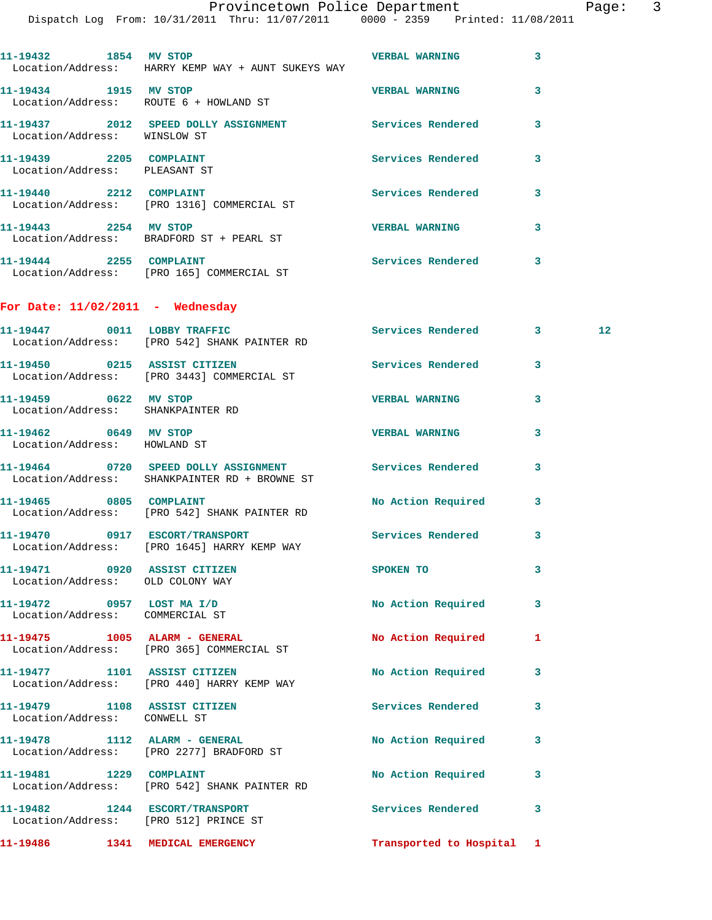11-19432 1854 MV STOP VERBAL WARNING 3
Location/Address: HARRY KEMP WAY + AUNT SUKEYS WAY

11-19434 1915 MV STOP VERBAL WARNING 3
Location/Address: ROUTE 6 + HOWLAND ST

11-19437 2012 SPEED DOLLY ASSIGNMENT Services Rendered 3
Location/Address: WINSLOW ST

11-19439 2205 COMPLAINT Services Rendered 3
Location/Address: PLEASANT ST

11-19440 2212 COMPLAINT Services Rendered 3
Location/Address: [PRO 1316] COMMERCIAL ST

11-19443 2254 MV STOP VERBAL WARNING 3
Location/Address: BRADFORD ST + PEARL ST

11-19444 2255 COMPLAINT Services Rendered 3
Location/Address: [PRO 165] COMMERCIAL ST

## For Date: 11/02/2011 - Wednesday

11-19447 0011 LOBBY TRAFFIC Services Rendered 3 12
Location/Address: [PRO 542] SHANK PAINTER RD

11-19450 0215 ASSIST CITIZEN Services Rendered 3
Location/Address: [PRO 3443] COMMERCIAL ST

11-19459 0622 MV STOP VERBAL WARNING 3
Location/Address: SHANKPAINTER RD

11-19462 0649 MV STOP VERBAL WARNING 3
Location/Address: HOWLAND ST

11-19464 0720 SPEED DOLLY ASSIGNMENT Services Rendered 3
Location/Address: SHANKPAINTER RD + BROWNE ST

11-19465 0805 COMPLAINT No Action Required 3
Location/Address: [PRO 542] SHANK PAINTER RD

11-19470 0917 ESCORT/TRANSPORT Services Rendered 3
Location/Address: [PRO 1645] HARRY KEMP WAY

11-19471 0920 ASSIST CITIZEN SPOKEN TO 3
Location/Address: OLD COLONY WAY

11-19472 0957 LOST MA I/D No Action Required 3
Location/Address: COMMERCIAL ST

11-19475 1005 ALARM - GENERAL No Action Required 1
Location/Address: [PRO 365] COMMERCIAL ST

11-19477 1101 ASSIST CITIZEN No Action Required 3
Location/Address: [PRO 440] HARRY KEMP WAY

11-19479 1108 ASSIST CITIZEN Services Rendered 3
Location/Address: CONWELL ST

11-19478 1112 ALARM - GENERAL No Action Required 3
Location/Address: [PRO 2277] BRADFORD ST

11-19481 1229 COMPLAINT No Action Required 3
Location/Address: [PRO 542] SHANK PAINTER RD

11-19482 1244 ESCORT/TRANSPORT Services Rendered 3
Location/Address: [PRO 512] PRINCE ST

11-19486 1341 MEDICAL EMERGENCY Transported to Hospital 1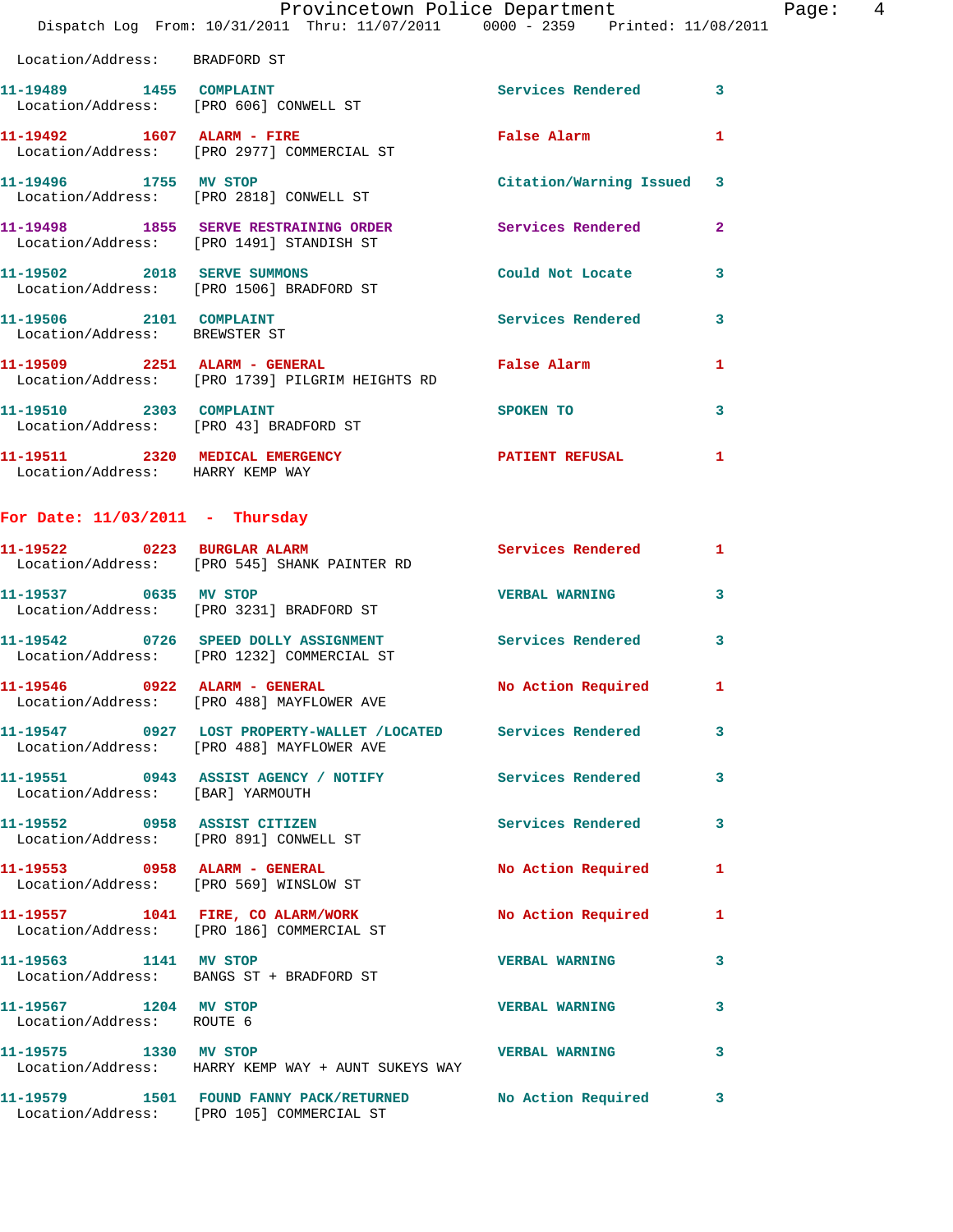Location/Address: BRADFORD ST

| Call # | Time | Call Reason | Action | Priority |
|---|---|---|---|---|
| 11-19489 | 1455 | COMPLAINT | Services Rendered | 3 |
| Location/Address: | | [PRO 606] CONWELL ST | | |
| 11-19492 | 1607 | ALARM - FIRE | False Alarm | 1 |
| Location/Address: | | [PRO 2977] COMMERCIAL ST | | |
| 11-19496 | 1755 | MV STOP | Citation/Warning Issued | 3 |
| Location/Address: | | [PRO 2818] CONWELL ST | | |
| 11-19498 | 1855 | SERVE RESTRAINING ORDER | Services Rendered | 2 |
| Location/Address: | | [PRO 1491] STANDISH ST | | |
| 11-19502 | 2018 | SERVE SUMMONS | Could Not Locate | 3 |
| Location/Address: | | [PRO 1506] BRADFORD ST | | |
| 11-19506 | 2101 | COMPLAINT | Services Rendered | 3 |
| Location/Address: | | BREWSTER ST | | |
| 11-19509 | 2251 | ALARM - GENERAL | False Alarm | 1 |
| Location/Address: | | [PRO 1739] PILGRIM HEIGHTS RD | | |
| 11-19510 | 2303 | COMPLAINT | SPOKEN TO | 3 |
| Location/Address: | | [PRO 43] BRADFORD ST | | |
| 11-19511 | 2320 | MEDICAL EMERGENCY | PATIENT REFUSAL | 1 |
| Location/Address: | | HARRY KEMP WAY | | |

## For Date: 11/03/2011 - Thursday

| Call # | Time | Call Reason | Action | Priority |
|---|---|---|---|---|
| 11-19522 | 0223 | BURGLAR ALARM | Services Rendered | 1 |
| Location/Address: | | [PRO 545] SHANK PAINTER RD | | |
| 11-19537 | 0635 | MV STOP | VERBAL WARNING | 3 |
| Location/Address: | | [PRO 3231] BRADFORD ST | | |
| 11-19542 | 0726 | SPEED DOLLY ASSIGNMENT | Services Rendered | 3 |
| Location/Address: | | [PRO 1232] COMMERCIAL ST | | |
| 11-19546 | 0922 | ALARM - GENERAL | No Action Required | 1 |
| Location/Address: | | [PRO 488] MAYFLOWER AVE | | |
| 11-19547 | 0927 | LOST PROPERTY-WALLET /LOCATED | Services Rendered | 3 |
| Location/Address: | | [PRO 488] MAYFLOWER AVE | | |
| 11-19551 | 0943 | ASSIST AGENCY / NOTIFY | Services Rendered | 3 |
| Location/Address: | | [BAR] YARMOUTH | | |
| 11-19552 | 0958 | ASSIST CITIZEN | Services Rendered | 3 |
| Location/Address: | | [PRO 891] CONWELL ST | | |
| 11-19553 | 0958 | ALARM - GENERAL | No Action Required | 1 |
| Location/Address: | | [PRO 569] WINSLOW ST | | |
| 11-19557 | 1041 | FIRE, CO ALARM/WORK | No Action Required | 1 |
| Location/Address: | | [PRO 186] COMMERCIAL ST | | |
| 11-19563 | 1141 | MV STOP | VERBAL WARNING | 3 |
| Location/Address: | | BANGS ST + BRADFORD ST | | |
| 11-19567 | 1204 | MV STOP | VERBAL WARNING | 3 |
| Location/Address: | | ROUTE 6 | | |
| 11-19575 | 1330 | MV STOP | VERBAL WARNING | 3 |
| Location/Address: | | HARRY KEMP WAY + AUNT SUKEYS WAY | | |
| 11-19579 | 1501 | FOUND FANNY PACK/RETURNED | No Action Required | 3 |
| Location/Address: | | [PRO 105] COMMERCIAL ST | | |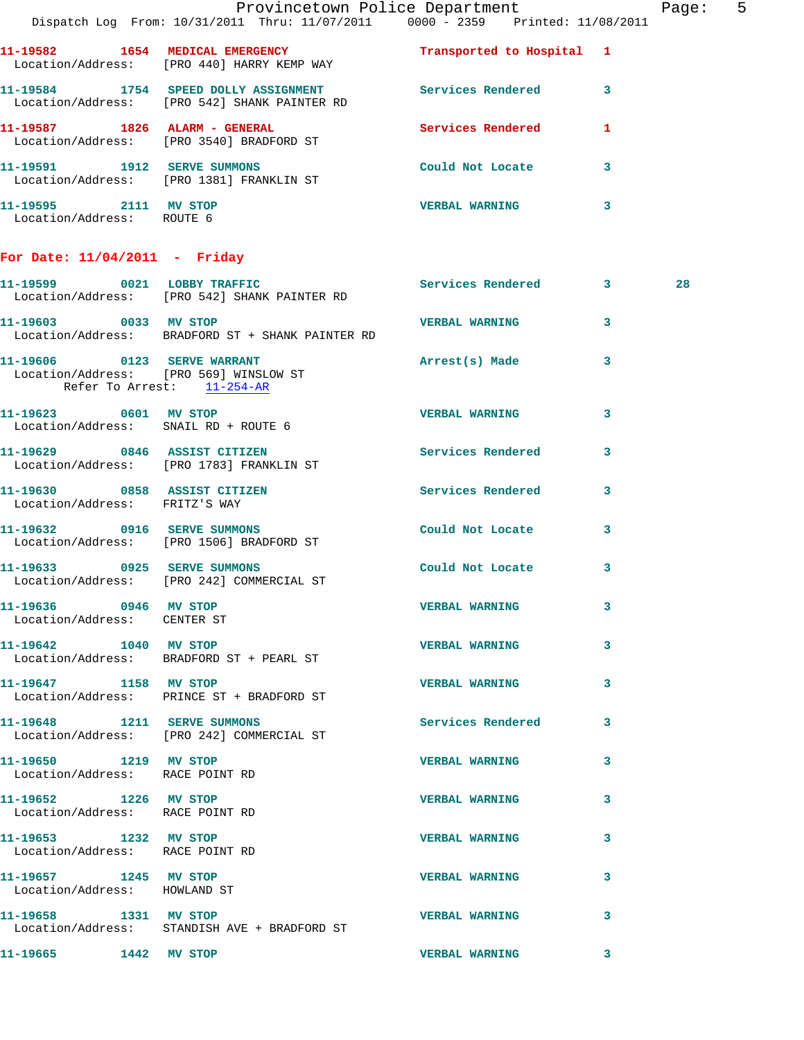11-19582 1654 MEDICAL EMERGENCY Transported to Hospital 1
Location/Address: [PRO 440] HARRY KEMP WAY

11-19584 1754 SPEED DOLLY ASSIGNMENT Services Rendered 3
Location/Address: [PRO 542] SHANK PAINTER RD

11-19587 1826 ALARM - GENERAL Services Rendered 1
Location/Address: [PRO 3540] BRADFORD ST

11-19591 1912 SERVE SUMMONS Could Not Locate 3
Location/Address: [PRO 1381] FRANKLIN ST

11-19595 2111 MV STOP VERBAL WARNING 3
Location/Address: ROUTE 6

## For Date: 11/04/2011 - Friday

11-19599 0021 LOBBY TRAFFIC Services Rendered 3 28
Location/Address: [PRO 542] SHANK PAINTER RD

11-19603 0033 MV STOP VERBAL WARNING 3
Location/Address: BRADFORD ST + SHANK PAINTER RD

11-19606 0123 SERVE WARRANT Arrest(s) Made 3
Location/Address: [PRO 569] WINSLOW ST
Refer To Arrest: 11-254-AR

11-19623 0601 MV STOP VERBAL WARNING 3
Location/Address: SNAIL RD + ROUTE 6

11-19629 0846 ASSIST CITIZEN Services Rendered 3
Location/Address: [PRO 1783] FRANKLIN ST

11-19630 0858 ASSIST CITIZEN Services Rendered 3
Location/Address: FRITZ'S WAY

11-19632 0916 SERVE SUMMONS Could Not Locate 3
Location/Address: [PRO 1506] BRADFORD ST

11-19633 0925 SERVE SUMMONS Could Not Locate 3
Location/Address: [PRO 242] COMMERCIAL ST

11-19636 0946 MV STOP VERBAL WARNING 3
Location/Address: CENTER ST

11-19642 1040 MV STOP VERBAL WARNING 3
Location/Address: BRADFORD ST + PEARL ST

11-19647 1158 MV STOP VERBAL WARNING 3
Location/Address: PRINCE ST + BRADFORD ST

11-19648 1211 SERVE SUMMONS Services Rendered 3
Location/Address: [PRO 242] COMMERCIAL ST

11-19650 1219 MV STOP VERBAL WARNING 3
Location/Address: RACE POINT RD

11-19652 1226 MV STOP VERBAL WARNING 3
Location/Address: RACE POINT RD

11-19653 1232 MV STOP VERBAL WARNING 3
Location/Address: RACE POINT RD

11-19657 1245 MV STOP VERBAL WARNING 3
Location/Address: HOWLAND ST

11-19658 1331 MV STOP VERBAL WARNING 3
Location/Address: STANDISH AVE + BRADFORD ST

11-19665 1442 MV STOP VERBAL WARNING 3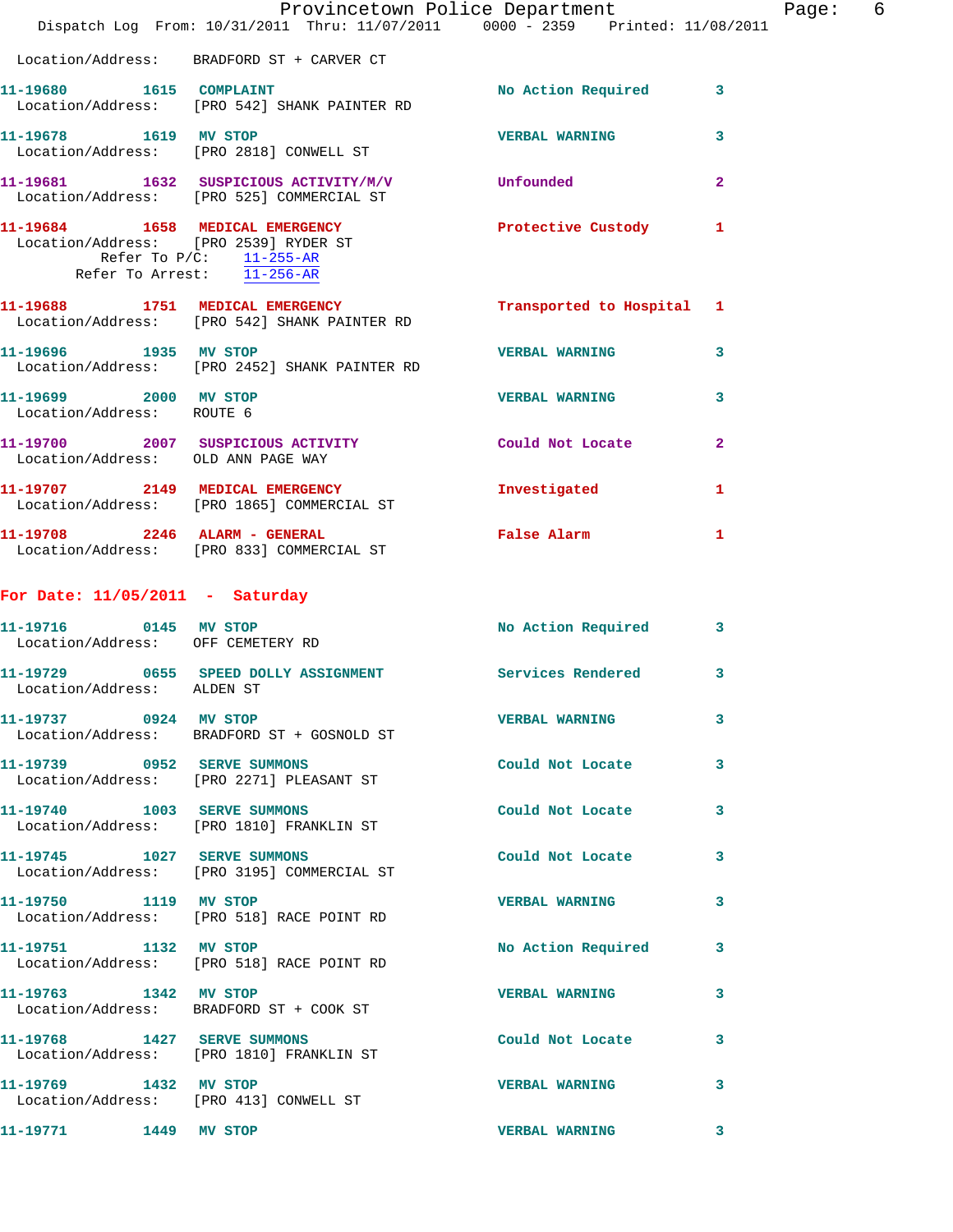Location/Address: BRADFORD ST + CARVER CT

**11-19680** 1615 **COMPLAINT** No Action Required 3
Location/Address: [PRO 542] SHANK PAINTER RD

**11-19678** 1619 **MV STOP** VERBAL WARNING 3
Location/Address: [PRO 2818] CONWELL ST

**11-19681** 1632 **SUSPICIOUS ACTIVITY/M/V** Unfounded 2
Location/Address: [PRO 525] COMMERCIAL ST

**11-19684** 1658 **MEDICAL EMERGENCY** Protective Custody 1
Location/Address: [PRO 2539] RYDER ST
Refer To P/C: 11-255-AR
Refer To Arrest: 11-256-AR

**11-19688** 1751 **MEDICAL EMERGENCY** Transported to Hospital 1
Location/Address: [PRO 542] SHANK PAINTER RD

**11-19696** 1935 **MV STOP** VERBAL WARNING 3
Location/Address: [PRO 2452] SHANK PAINTER RD

**11-19699** 2000 **MV STOP** VERBAL WARNING 3
Location/Address: ROUTE 6

**11-19700** 2007 **SUSPICIOUS ACTIVITY** Could Not Locate 2
Location/Address: OLD ANN PAGE WAY

**11-19707** 2149 **MEDICAL EMERGENCY** Investigated 1
Location/Address: [PRO 1865] COMMERCIAL ST

**11-19708** 2246 **ALARM - GENERAL** False Alarm 1
Location/Address: [PRO 833] COMMERCIAL ST

## For Date: 11/05/2011 - Saturday

**11-19716** 0145 **MV STOP** No Action Required 3
Location/Address: OFF CEMETERY RD

**11-19729** 0655 **SPEED DOLLY ASSIGNMENT** Services Rendered 3
Location/Address: ALDEN ST

**11-19737** 0924 **MV STOP** VERBAL WARNING 3
Location/Address: BRADFORD ST + GOSNOLD ST

**11-19739** 0952 **SERVE SUMMONS** Could Not Locate 3
Location/Address: [PRO 2271] PLEASANT ST

**11-19740** 1003 **SERVE SUMMONS** Could Not Locate 3
Location/Address: [PRO 1810] FRANKLIN ST

**11-19745** 1027 **SERVE SUMMONS** Could Not Locate 3
Location/Address: [PRO 3195] COMMERCIAL ST

**11-19750** 1119 **MV STOP** VERBAL WARNING 3
Location/Address: [PRO 518] RACE POINT RD

**11-19751** 1132 **MV STOP** No Action Required 3
Location/Address: [PRO 518] RACE POINT RD

**11-19763** 1342 **MV STOP** VERBAL WARNING 3
Location/Address: BRADFORD ST + COOK ST

**11-19768** 1427 **SERVE SUMMONS** Could Not Locate 3
Location/Address: [PRO 1810] FRANKLIN ST

**11-19769** 1432 **MV STOP** VERBAL WARNING 3
Location/Address: [PRO 413] CONWELL ST

**11-19771** 1449 **MV STOP** VERBAL WARNING 3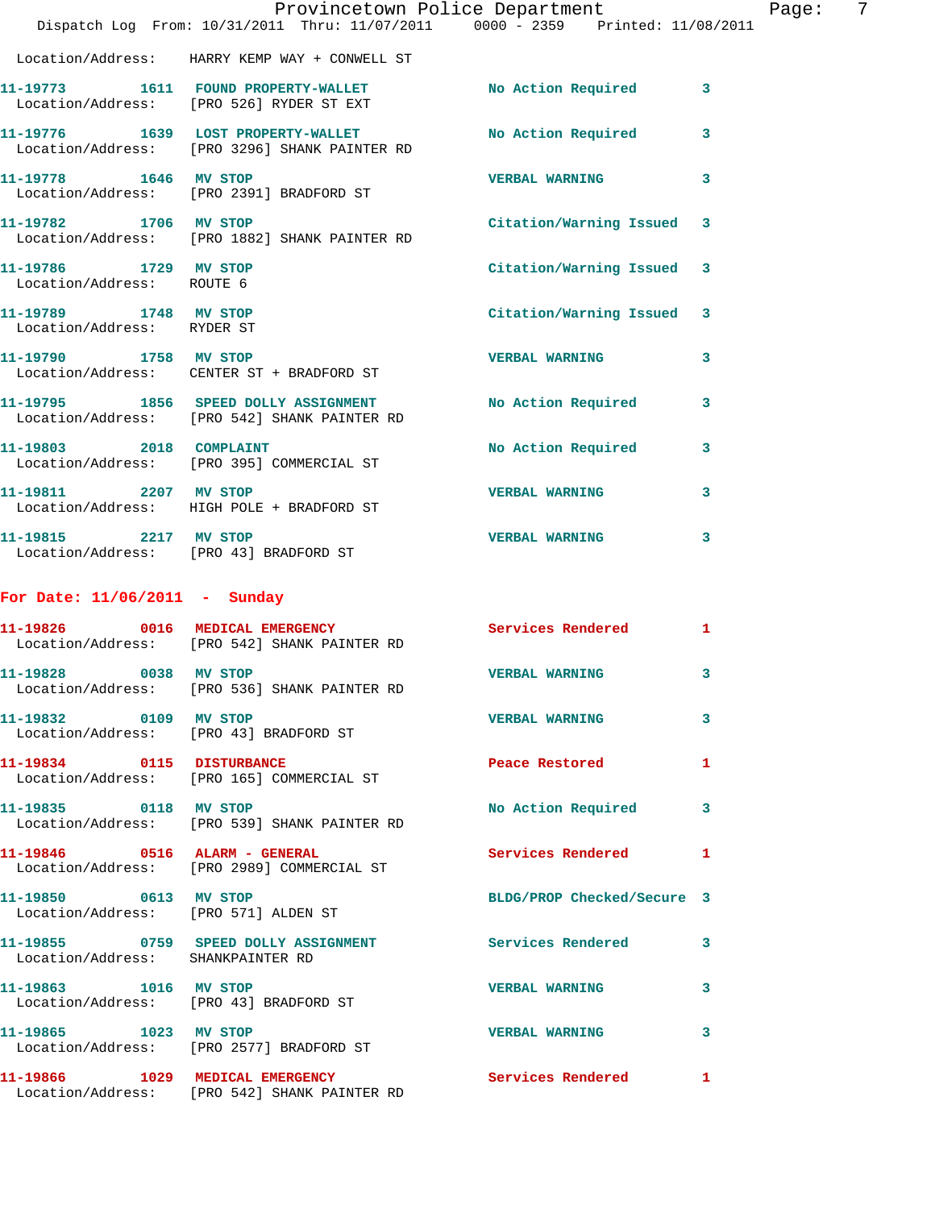Location/Address: HARRY KEMP WAY + CONWELL ST

11-19773 1611 FOUND PROPERTY-WALLET No Action Required 3
Location/Address: [PRO 526] RYDER ST EXT

11-19776 1639 LOST PROPERTY-WALLET No Action Required 3
Location/Address: [PRO 3296] SHANK PAINTER RD

11-19778 1646 MV STOP VERBAL WARNING 3
Location/Address: [PRO 2391] BRADFORD ST

11-19782 1706 MV STOP Citation/Warning Issued 3
Location/Address: [PRO 1882] SHANK PAINTER RD

11-19786 1729 MV STOP Citation/Warning Issued 3
Location/Address: ROUTE 6

11-19789 1748 MV STOP Citation/Warning Issued 3
Location/Address: RYDER ST

11-19790 1758 MV STOP VERBAL WARNING 3
Location/Address: CENTER ST + BRADFORD ST

11-19795 1856 SPEED DOLLY ASSIGNMENT No Action Required 3
Location/Address: [PRO 542] SHANK PAINTER RD

11-19803 2018 COMPLAINT No Action Required 3
Location/Address: [PRO 395] COMMERCIAL ST

11-19811 2207 MV STOP VERBAL WARNING 3
Location/Address: HIGH POLE + BRADFORD ST

11-19815 2217 MV STOP VERBAL WARNING 3
Location/Address: [PRO 43] BRADFORD ST

## For Date: 11/06/2011 - Sunday

11-19826 0016 MEDICAL EMERGENCY Services Rendered 1
Location/Address: [PRO 542] SHANK PAINTER RD

11-19828 0038 MV STOP VERBAL WARNING 3
Location/Address: [PRO 536] SHANK PAINTER RD

11-19832 0109 MV STOP VERBAL WARNING 3
Location/Address: [PRO 43] BRADFORD ST

11-19834 0115 DISTURBANCE Peace Restored 1
Location/Address: [PRO 165] COMMERCIAL ST

11-19835 0118 MV STOP No Action Required 3
Location/Address: [PRO 539] SHANK PAINTER RD

11-19846 0516 ALARM - GENERAL Services Rendered 1
Location/Address: [PRO 2989] COMMERCIAL ST

11-19850 0613 MV STOP BLDG/PROP Checked/Secure 3
Location/Address: [PRO 571] ALDEN ST

11-19855 0759 SPEED DOLLY ASSIGNMENT Services Rendered 3
Location/Address: SHANKPAINTER RD

11-19863 1016 MV STOP VERBAL WARNING 3
Location/Address: [PRO 43] BRADFORD ST

11-19865 1023 MV STOP VERBAL WARNING 3
Location/Address: [PRO 2577] BRADFORD ST

11-19866 1029 MEDICAL EMERGENCY Services Rendered 1
Location/Address: [PRO 542] SHANK PAINTER RD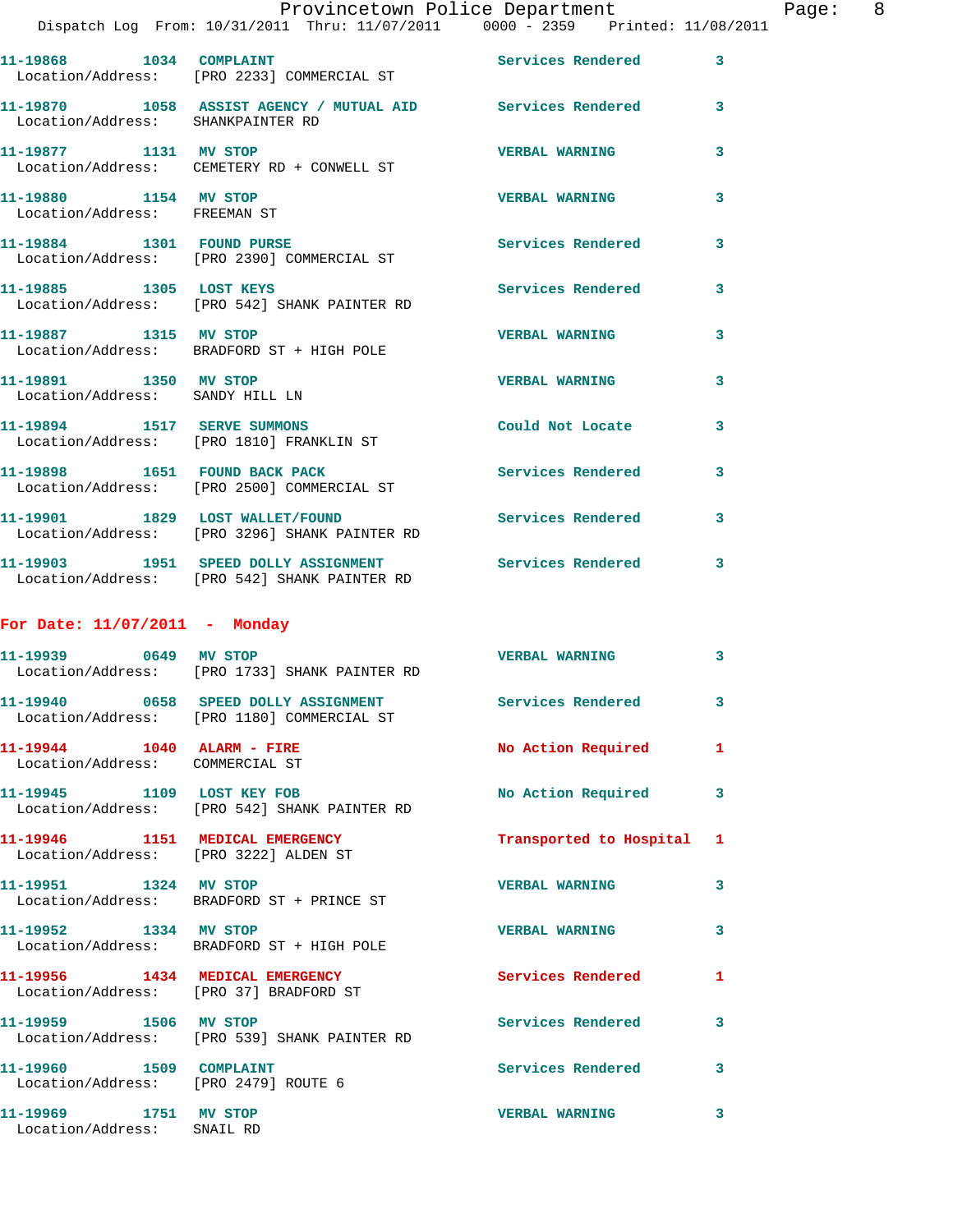| Call Number | Time | Call Reason | Action | Priority |
|---|---|---|---|---|
| 11-19868 | 1034 | COMPLAINT | Services Rendered | 3 |
| Location/Address: [PRO 2233] COMMERCIAL ST | | | | |
| 11-19870 | 1058 | ASSIST AGENCY / MUTUAL AID | Services Rendered | 3 |
| Location/Address: SHANKPAINTER RD | | | | |
| 11-19877 | 1131 | MV STOP | VERBAL WARNING | 3 |
| Location/Address: CEMETERY RD + CONWELL ST | | | | |
| 11-19880 | 1154 | MV STOP | VERBAL WARNING | 3 |
| Location/Address: FREEMAN ST | | | | |
| 11-19884 | 1301 | FOUND PURSE | Services Rendered | 3 |
| Location/Address: [PRO 2390] COMMERCIAL ST | | | | |
| 11-19885 | 1305 | LOST KEYS | Services Rendered | 3 |
| Location/Address: [PRO 542] SHANK PAINTER RD | | | | |
| 11-19887 | 1315 | MV STOP | VERBAL WARNING | 3 |
| Location/Address: BRADFORD ST + HIGH POLE | | | | |
| 11-19891 | 1350 | MV STOP | VERBAL WARNING | 3 |
| Location/Address: SANDY HILL LN | | | | |
| 11-19894 | 1517 | SERVE SUMMONS | Could Not Locate | 3 |
| Location/Address: [PRO 1810] FRANKLIN ST | | | | |
| 11-19898 | 1651 | FOUND BACK PACK | Services Rendered | 3 |
| Location/Address: [PRO 2500] COMMERCIAL ST | | | | |
| 11-19901 | 1829 | LOST WALLET/FOUND | Services Rendered | 3 |
| Location/Address: [PRO 3296] SHANK PAINTER RD | | | | |
| 11-19903 | 1951 | SPEED DOLLY ASSIGNMENT | Services Rendered | 3 |
| Location/Address: [PRO 542] SHANK PAINTER RD | | | | |

## For Date: 11/07/2011 - Monday

| Call Number | Time | Call Reason | Action | Priority |
|---|---|---|---|---|
| 11-19939 | 0649 | MV STOP | VERBAL WARNING | 3 |
| Location/Address: [PRO 1733] SHANK PAINTER RD | | | | |
| 11-19940 | 0658 | SPEED DOLLY ASSIGNMENT | Services Rendered | 3 |
| Location/Address: [PRO 1180] COMMERCIAL ST | | | | |
| 11-19944 | 1040 | ALARM - FIRE | No Action Required | 1 |
| Location/Address: COMMERCIAL ST | | | | |
| 11-19945 | 1109 | LOST KEY FOB | No Action Required | 3 |
| Location/Address: [PRO 542] SHANK PAINTER RD | | | | |
| 11-19946 | 1151 | MEDICAL EMERGENCY | Transported to Hospital | 1 |
| Location/Address: [PRO 3222] ALDEN ST | | | | |
| 11-19951 | 1324 | MV STOP | VERBAL WARNING | 3 |
| Location/Address: BRADFORD ST + PRINCE ST | | | | |
| 11-19952 | 1334 | MV STOP | VERBAL WARNING | 3 |
| Location/Address: BRADFORD ST + HIGH POLE | | | | |
| 11-19956 | 1434 | MEDICAL EMERGENCY | Services Rendered | 1 |
| Location/Address: [PRO 37] BRADFORD ST | | | | |
| 11-19959 | 1506 | MV STOP | Services Rendered | 3 |
| Location/Address: [PRO 539] SHANK PAINTER RD | | | | |
| 11-19960 | 1509 | COMPLAINT | Services Rendered | 3 |
| Location/Address: [PRO 2479] ROUTE 6 | | | | |
| 11-19969 | 1751 | MV STOP | VERBAL WARNING | 3 |
| Location/Address: SNAIL RD | | | | |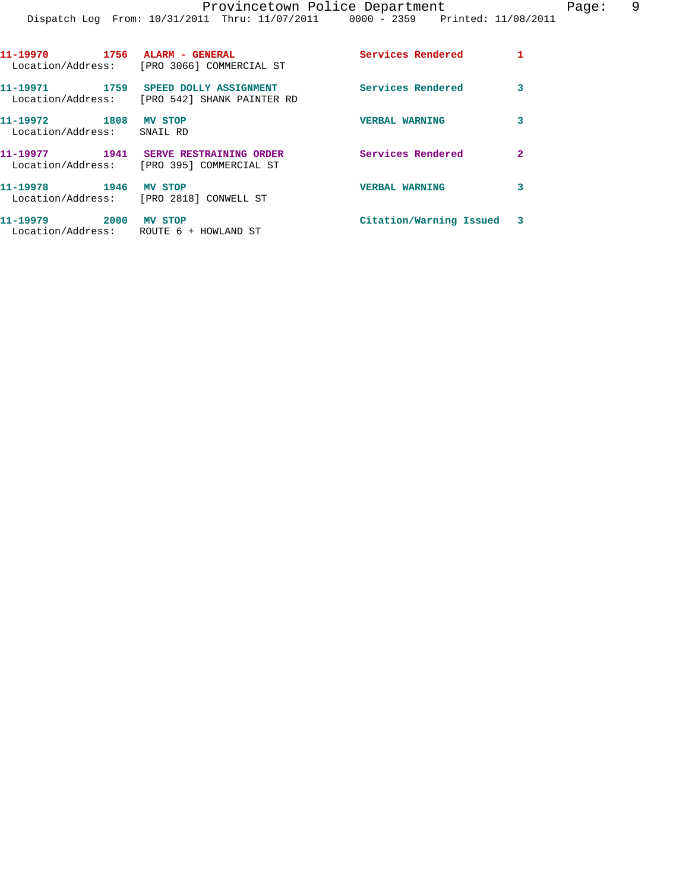11-19970 1756 ALARM - GENERAL Services Rendered 1
Location/Address: [PRO 3066] COMMERCIAL ST

11-19971 1759 SPEED DOLLY ASSIGNMENT Services Rendered 3
Location/Address: [PRO 542] SHANK PAINTER RD

11-19972 1808 MV STOP VERBAL WARNING 3
Location/Address: SNAIL RD

11-19977 1941 SERVE RESTRAINING ORDER Services Rendered 2
Location/Address: [PRO 395] COMMERCIAL ST

11-19978 1946 MV STOP VERBAL WARNING 3
Location/Address: [PRO 2818] CONWELL ST

11-19979 2000 MV STOP Citation/Warning Issued 3
Location/Address: ROUTE 6 + HOWLAND ST